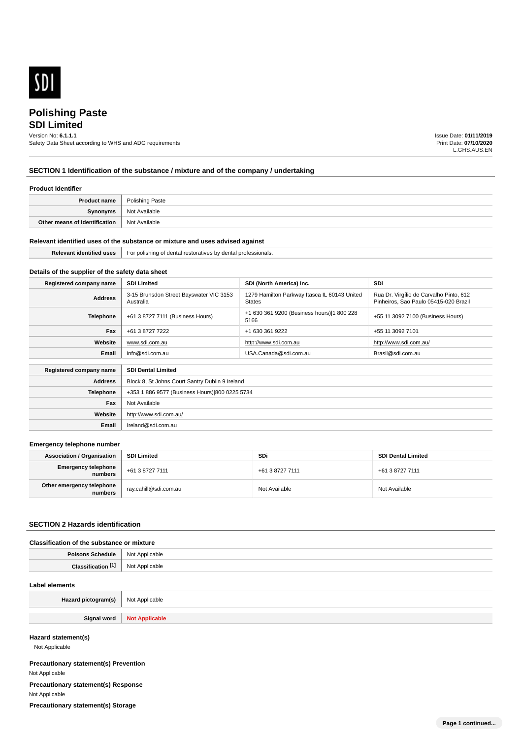# Polishing Paste

## SDI Limited

Version No: **6.1.1.1**

Safety Data Sheet according to WHS and ADG requirements

Issue Date: **01/11/2019**
Print Date: **07/10/2020**
L.GHS.AUS.EN

## SECTION 1 Identification of the substance / mixture and of the company / undertaking

### Product Identifier

| | |
|---|---|
| **Product name** | Polishing Paste |
| **Synonyms** | Not Available |
| **Other means of identification** | Not Available |

### Relevant identified uses of the substance or mixture and uses advised against

| | |
|---|---|
| **Relevant identified uses** | For polishing of dental restoratives by dental professionals. |

### Details of the supplier of the safety data sheet

| **Registered company name** | **SDI Limited** | **SDI (North America) Inc.** | **SDi** |
|---|---|---|---|
| **Address** | 3-15 Brunsdon Street Bayswater VIC 3153 Australia | 1279 Hamilton Parkway Itasca IL 60143 United States | Rua Dr. Virgílio de Carvalho Pinto, 612 Pinheiros, Sao Paulo 05415-020 Brazil |
| **Telephone** | +61 3 8727 7111 (Business Hours) | +1 630 361 9200 (Business hours)\|1 800 228 5166 | +55 11 3092 7100 (Business Hours) |
| **Fax** | +61 3 8727 7222 | +1 630 361 9222 | +55 11 3092 7101 |
| **Website** | www.sdi.com.au | http://www.sdi.com.au | http://www.sdi.com.au/ |
| **Email** | info@sdi.com.au | USA.Canada@sdi.com.au | Brasil@sdi.com.au |

| **Registered company name** | **SDI Dental Limited** |
|---|---|
| **Address** | Block 8, St Johns Court Santry Dublin 9 Ireland |
| **Telephone** | +353 1 886 9577 (Business Hours)\|800 0225 5734 |
| **Fax** | Not Available |
| **Website** | http://www.sdi.com.au/ |
| **Email** | Ireland@sdi.com.au |

### Emergency telephone number

| **Association / Organisation** | **SDI Limited** | **SDi** | **SDI Dental Limited** |
|---|---|---|---|
| **Emergency telephone numbers** | +61 3 8727 7111 | +61 3 8727 7111 | +61 3 8727 7111 |
| **Other emergency telephone numbers** | ray.cahill@sdi.com.au | Not Available | Not Available |

## SECTION 2 Hazards identification

### Classification of the substance or mixture

| | |
|---|---|
| **Poisons Schedule** | Not Applicable |
| **Classification [1]** | Not Applicable |

### Label elements

| | |
|---|---|
| **Hazard pictogram(s)** | Not Applicable |
| **Signal word** | **Not Applicable** |

### Hazard statement(s)

Not Applicable

### Precautionary statement(s) Prevention

Not Applicable

### Precautionary statement(s) Response

Not Applicable

### Precautionary statement(s) Storage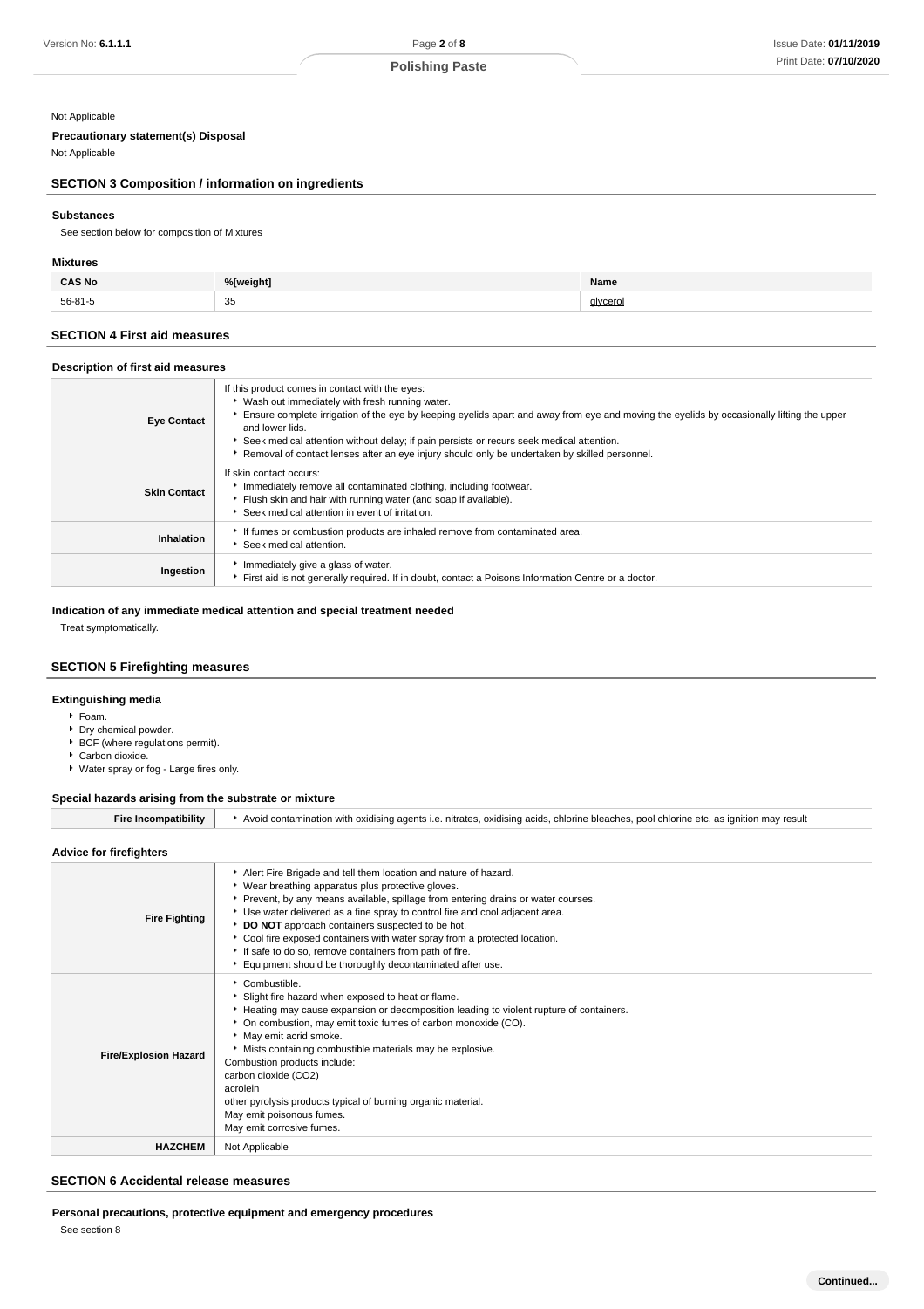Not Applicable

**Precautionary statement(s) Disposal**

Not Applicable

## SECTION 3 Composition / information on ingredients

### Substances

See section below for composition of Mixtures

### Mixtures

| CAS No | %[weight] | Name |
| --- | --- | --- |
| 56-81-5 | 35 | glycerol |

## SECTION 4 First aid measures

### Description of first aid measures

| | |
| --- | --- |
| **Eye Contact** | If this product comes in contact with the eyes:<br>▸ Wash out immediately with fresh running water.<br>▸ Ensure complete irrigation of the eye by keeping eyelids apart and away from eye and moving the eyelids by occasionally lifting the upper and lower lids.<br>▸ Seek medical attention without delay; if pain persists or recurs seek medical attention.<br>▸ Removal of contact lenses after an eye injury should only be undertaken by skilled personnel. |
| **Skin Contact** | If skin contact occurs:<br>▸ Immediately remove all contaminated clothing, including footwear.<br>▸ Flush skin and hair with running water (and soap if available).<br>▸ Seek medical attention in event of irritation. |
| **Inhalation** | ▸ If fumes or combustion products are inhaled remove from contaminated area.<br>▸ Seek medical attention. |
| **Ingestion** | ▸ Immediately give a glass of water.<br>▸ First aid is not generally required. If in doubt, contact a Poisons Information Centre or a doctor. |

### Indication of any immediate medical attention and special treatment needed

Treat symptomatically.

## SECTION 5 Firefighting measures

### Extinguishing media

- Foam.
- Dry chemical powder.
- BCF (where regulations permit).
- Carbon dioxide.
- Water spray or fog - Large fires only.

### Special hazards arising from the substrate or mixture

| | |
| --- | --- |
| **Fire Incompatibility** | ▸ Avoid contamination with oxidising agents i.e. nitrates, oxidising acids, chlorine bleaches, pool chlorine etc. as ignition may result |

### Advice for firefighters

| | |
| --- | --- |
| **Fire Fighting** | ▸ Alert Fire Brigade and tell them location and nature of hazard.<br>▸ Wear breathing apparatus plus protective gloves.<br>▸ Prevent, by any means available, spillage from entering drains or water courses.<br>▸ Use water delivered as a fine spray to control fire and cool adjacent area.<br>▸ **DO NOT** approach containers suspected to be hot.<br>▸ Cool fire exposed containers with water spray from a protected location.<br>▸ If safe to do so, remove containers from path of fire.<br>▸ Equipment should be thoroughly decontaminated after use. |
| **Fire/Explosion Hazard** | ▸ Combustible.<br>▸ Slight fire hazard when exposed to heat or flame.<br>▸ Heating may cause expansion or decomposition leading to violent rupture of containers.<br>▸ On combustion, may emit toxic fumes of carbon monoxide (CO).<br>▸ May emit acrid smoke.<br>▸ Mists containing combustible materials may be explosive.<br>Combustion products include:<br>carbon dioxide ($CO_2$)<br>acrolein<br>other pyrolysis products typical of burning organic material.<br>May emit poisonous fumes.<br>May emit corrosive fumes. |
| **HAZCHEM** | Not Applicable |

## SECTION 6 Accidental release measures

### Personal precautions, protective equipment and emergency procedures

See section 8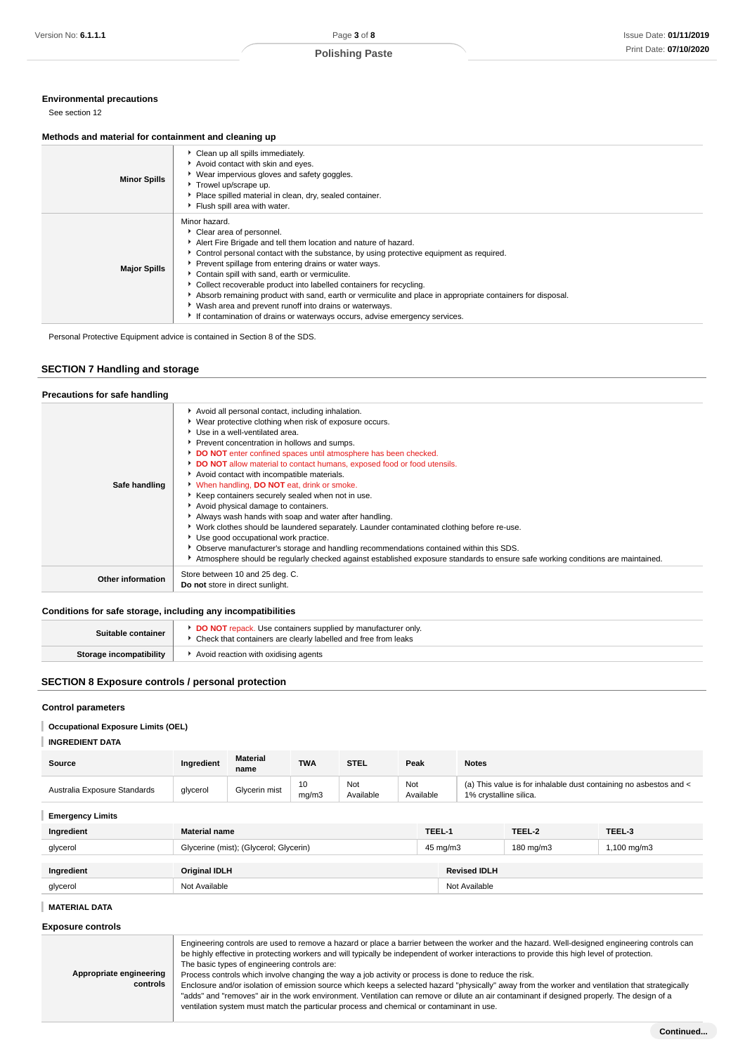### Environmental precautions

See section 12

### Methods and material for containment and cleaning up

| | |
|---|---|
| **Minor Spills** | - Clean up all spills immediately.<br>- Avoid contact with skin and eyes.<br>- Wear impervious gloves and safety goggles.<br>- Trowel up/scrape up.<br>- Place spilled material in clean, dry, sealed container.<br>- Flush spill area with water. |
| **Major Spills** | Minor hazard.<br>- Clear area of personnel.<br>- Alert Fire Brigade and tell them location and nature of hazard.<br>- Control personal contact with the substance, by using protective equipment as required.<br>- Prevent spillage from entering drains or water ways.<br>- Contain spill with sand, earth or vermiculite.<br>- Collect recoverable product into labelled containers for recycling.<br>- Absorb remaining product with sand, earth or vermiculite and place in appropriate containers for disposal.<br>- Wash area and prevent runoff into drains or waterways.<br>- If contamination of drains or waterways occurs, advise emergency services. |

Personal Protective Equipment advice is contained in Section 8 of the SDS.

## SECTION 7 Handling and storage

### Precautions for safe handling

| | |
|---|---|
| **Safe handling** | - Avoid all personal contact, including inhalation.<br>- Wear protective clothing when risk of exposure occurs.<br>- Use in a well-ventilated area.<br>- Prevent concentration in hollows and sumps.<br>- **DO NOT** enter confined spaces until atmosphere has been checked.<br>- **DO NOT** allow material to contact humans, exposed food or food utensils.<br>- Avoid contact with incompatible materials.<br>- When handling, **DO NOT** eat, drink or smoke.<br>- Keep containers securely sealed when not in use.<br>- Avoid physical damage to containers.<br>- Always wash hands with soap and water after handling.<br>- Work clothes should be laundered separately. Launder contaminated clothing before re-use.<br>- Use good occupational work practice.<br>- Observe manufacturer's storage and handling recommendations contained within this SDS.<br>- Atmosphere should be regularly checked against established exposure standards to ensure safe working conditions are maintained. |
| **Other information** | Store between 10 and 25 deg. C.<br>**Do not** store in direct sunlight. |

### Conditions for safe storage, including any incompatibilities

| | |
|---|---|
| **Suitable container** | - **DO NOT** repack. Use containers supplied by manufacturer only.<br>- Check that containers are clearly labelled and free from leaks |
| **Storage incompatibility** | - Avoid reaction with oxidising agents |

## SECTION 8 Exposure controls / personal protection

### Control parameters

**Occupational Exposure Limits (OEL)**

**INGREDIENT DATA**

| Source | Ingredient | Material name | TWA | STEL | Peak | Notes |
|---|---|---|---|---|---|---|
| Australia Exposure Standards | glycerol | Glycerin mist | 10 mg/m3 | Not Available | Not Available | (a) This value is for inhalable dust containing no asbestos and < 1% crystalline silica. |

**Emergency Limits**

| Ingredient | Material name | TEEL-1 | TEEL-2 | TEEL-3 |
|---|---|---|---|---|
| glycerol | Glycerine (mist); (Glycerol; Glycerin) | 45 mg/m3 | 180 mg/m3 | 1,100 mg/m3 |

| Ingredient | Original IDLH | Revised IDLH |
|---|---|---|
| glycerol | Not Available | Not Available |

**MATERIAL DATA**

### Exposure controls

| | |
|---|---|
| **Appropriate engineering controls** | Engineering controls are used to remove a hazard or place a barrier between the worker and the hazard. Well-designed engineering controls can be highly effective in protecting workers and will typically be independent of worker interactions to provide this high level of protection.<br>The basic types of engineering controls are:<br>Process controls which involve changing the way a job activity or process is done to reduce the risk.<br>Enclosure and/or isolation of emission source which keeps a selected hazard "physically" away from the worker and ventilation that strategically "adds" and "removes" air in the work environment. Ventilation can remove or dilute an air contaminant if designed properly. The design of a ventilation system must match the particular process and chemical or contaminant in use. |

**Continued...**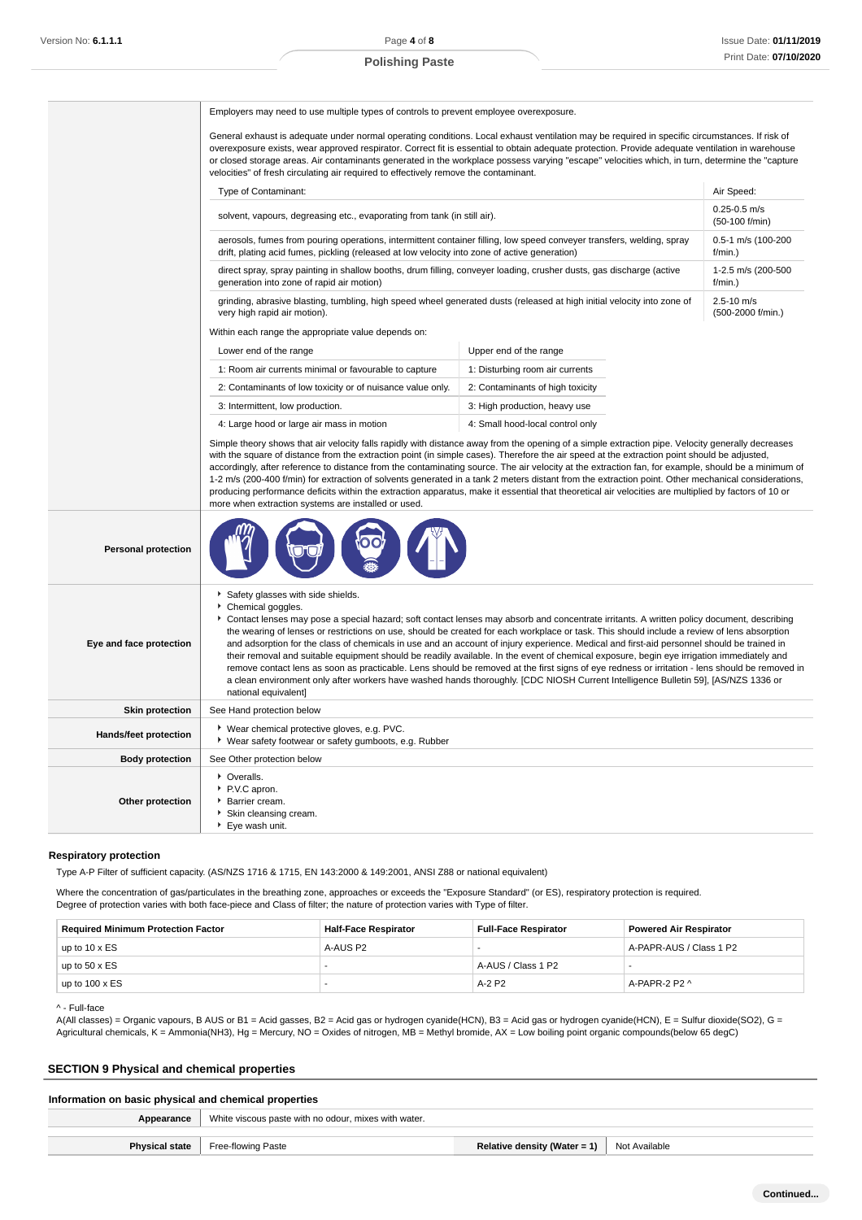| | |
|---|---|
| | Employers may need to use multiple types of controls to prevent employee overexposure.<br><br>General exhaust is adequate under normal operating conditions. Local exhaust ventilation may be required in specific circumstances. If risk of overexposure exists, wear approved respirator. Correct fit is essential to obtain adequate protection. Provide adequate ventilation in warehouse or closed storage areas. Air contaminants generated in the workplace possess varying "escape" velocities which, in turn, determine the "capture velocities" of fresh circulating air required to effectively remove the contaminant. |

| Type of Contaminant: | Air Speed: |
|---|---|
| solvent, vapours, degreasing etc., evaporating from tank (in still air). | 0.25-0.5 m/s (50-100 f/min) |
| aerosols, fumes from pouring operations, intermittent container filling, low speed conveyer transfers, welding, spray drift, plating acid fumes, pickling (released at low velocity into zone of active generation) | 0.5-1 m/s (100-200 f/min.) |
| direct spray, spray painting in shallow booths, drum filling, conveyer loading, crusher dusts, gas discharge (active generation into zone of rapid air motion) | 1-2.5 m/s (200-500 f/min.) |
| grinding, abrasive blasting, tumbling, high speed wheel generated dusts (released at high initial velocity into zone of very high rapid air motion). | 2.5-10 m/s (500-2000 f/min.) |

Within each range the appropriate value depends on:

| Lower end of the range | Upper end of the range |
|---|---|
| 1: Room air currents minimal or favourable to capture | 1: Disturbing room air currents |
| 2: Contaminants of low toxicity or of nuisance value only. | 2: Contaminants of high toxicity |
| 3: Intermittent, low production. | 3: High production, heavy use |
| 4: Large hood or large air mass in motion | 4: Small hood-local control only |

Simple theory shows that air velocity falls rapidly with distance away from the opening of a simple extraction pipe. Velocity generally decreases with the square of distance from the extraction point (in simple cases). Therefore the air speed at the extraction point should be adjusted, accordingly, after reference to distance from the contaminating source. The air velocity at the extraction fan, for example, should be a minimum of 1-2 m/s (200-400 f/min) for extraction of solvents generated in a tank 2 meters distant from the extraction point. Other mechanical considerations, producing performance deficits within the extraction apparatus, make it essential that theoretical air velocities are multiplied by factors of 10 or more when extraction systems are installed or used.

| | |
|---|---|
| **Personal protection** | |
| **Eye and face protection** | ▸ Safety glasses with side shields.<br>▸ Chemical goggles.<br>▸ Contact lenses may pose a special hazard; soft contact lenses may absorb and concentrate irritants. A written policy document, describing the wearing of lenses or restrictions on use, should be created for each workplace or task. This should include a review of lens absorption and adsorption for the class of chemicals in use and an account of injury experience. Medical and first-aid personnel should be trained in their removal and suitable equipment should be readily available. In the event of chemical exposure, begin eye irrigation immediately and remove contact lens as soon as practicable. Lens should be removed at the first signs of eye redness or irritation - lens should be removed in a clean environment only after workers have washed hands thoroughly. [CDC NIOSH Current Intelligence Bulletin 59], [AS/NZS 1336 or national equivalent] |
| **Skin protection** | See Hand protection below |
| **Hands/feet protection** | ▸ Wear chemical protective gloves, e.g. PVC.<br>▸ Wear safety footwear or safety gumboots, e.g. Rubber |
| **Body protection** | See Other protection below |
| **Other protection** | ▸ Overalls.<br>▸ P.V.C apron.<br>▸ Barrier cream.<br>▸ Skin cleansing cream.<br>▸ Eye wash unit. |

### Respiratory protection

Type A-P Filter of sufficient capacity. (AS/NZS 1716 & 1715, EN 143:2000 & 149:2001, ANSI Z88 or national equivalent)

Where the concentration of gas/particulates in the breathing zone, approaches or exceeds the "Exposure Standard" (or ES), respiratory protection is required.
Degree of protection varies with both face-piece and Class of filter; the nature of protection varies with Type of filter.

| Required Minimum Protection Factor | Half-Face Respirator | Full-Face Respirator | Powered Air Respirator |
|---|---|---|---|
| up to 10 x ES | A-AUS P2 | - | A-PAPR-AUS / Class 1 P2 |
| up to 50 x ES | - | A-AUS / Class 1 P2 | - |
| up to 100 x ES | - | A-2 P2 | A-PAPR-2 P2 ^ |

^ - Full-face

A(All classes) = Organic vapours, B AUS or B1 = Acid gasses, B2 = Acid gas or hydrogen cyanide(HCN), B3 = Acid gas or hydrogen cyanide(HCN), E = Sulfur dioxide(SO2), G = Agricultural chemicals, K = Ammonia(NH3), Hg = Mercury, NO = Oxides of nitrogen, MB = Methyl bromide, AX = Low boiling point organic compounds(below 65 degC)

## SECTION 9 Physical and chemical properties

### Information on basic physical and chemical properties

| | | | |
|---|---|---|---|
| **Appearance** | White viscous paste with no odour, mixes with water. | | |
| **Physical state** | Free-flowing Paste | **Relative density (Water = 1)** | Not Available |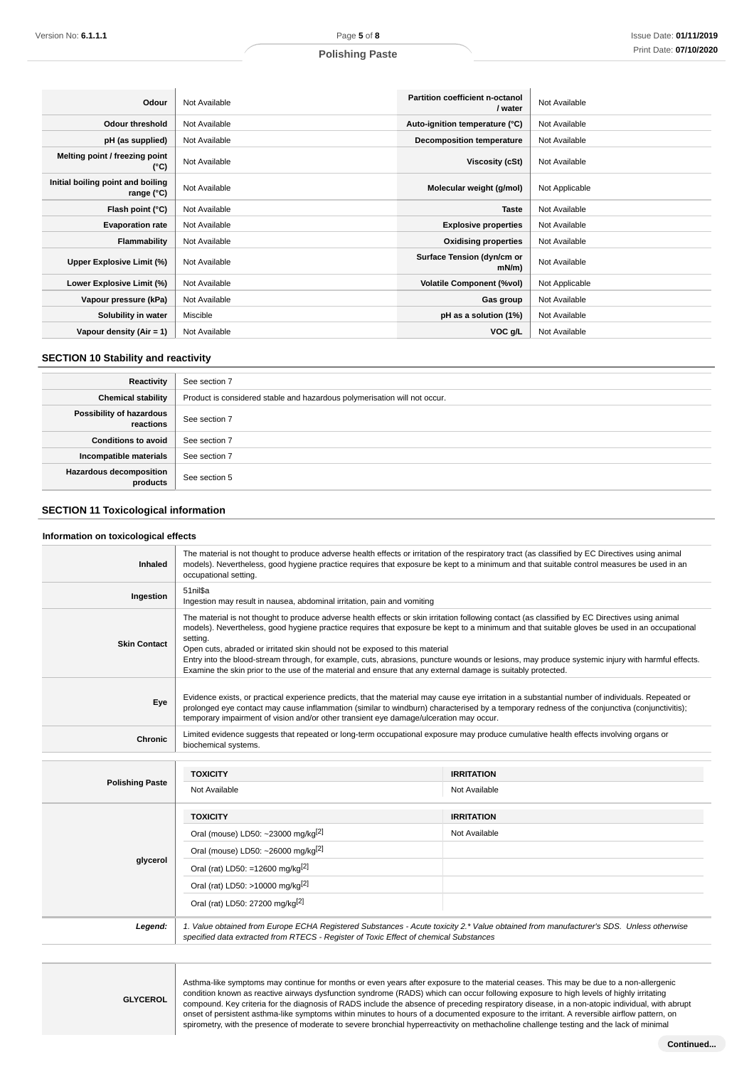| Odour | Not Available | Partition coefficient n-octanol / water | Not Available |
|---|---|---|---|
| Odour threshold | Not Available | Auto-ignition temperature (°C) | Not Available |
| pH (as supplied) | Not Available | Decomposition temperature | Not Available |
| Melting point / freezing point (°C) | Not Available | Viscosity (cSt) | Not Available |
| Initial boiling point and boiling range (°C) | Not Available | Molecular weight (g/mol) | Not Applicable |
| Flash point (°C) | Not Available | Taste | Not Available |
| Evaporation rate | Not Available | Explosive properties | Not Available |
| Flammability | Not Available | Oxidising properties | Not Available |
| Upper Explosive Limit (%) | Not Available | Surface Tension (dyn/cm or mN/m) | Not Available |
| Lower Explosive Limit (%) | Not Available | Volatile Component (%vol) | Not Applicable |
| Vapour pressure (kPa) | Not Available | Gas group | Not Available |
| Solubility in water | Miscible | pH as a solution (1%) | Not Available |
| Vapour density (Air = 1) | Not Available | VOC g/L | Not Available |

## SECTION 10 Stability and reactivity

| | |
|---|---|
| Reactivity | See section 7 |
| Chemical stability | Product is considered stable and hazardous polymerisation will not occur. |
| Possibility of hazardous reactions | See section 7 |
| Conditions to avoid | See section 7 |
| Incompatible materials | See section 7 |
| Hazardous decomposition products | See section 5 |

## SECTION 11 Toxicological information

### Information on toxicological effects

| | |
|---|---|
| Inhaled | The material is not thought to produce adverse health effects or irritation of the respiratory tract (as classified by EC Directives using animal models). Nevertheless, good hygiene practice requires that exposure be kept to a minimum and that suitable control measures be used in an occupational setting. |
| Ingestion | 51nil$a<br>Ingestion may result in nausea, abdominal irritation, pain and vomiting |
| Skin Contact | The material is not thought to produce adverse health effects or skin irritation following contact (as classified by EC Directives using animal models). Nevertheless, good hygiene practice requires that exposure be kept to a minimum and that suitable gloves be used in an occupational setting.<br>Open cuts, abraded or irritated skin should not be exposed to this material<br>Entry into the blood-stream through, for example, cuts, abrasions, puncture wounds or lesions, may produce systemic injury with harmful effects. Examine the skin prior to the use of the material and ensure that any external damage is suitably protected. |
| Eye | Evidence exists, or practical experience predicts, that the material may cause eye irritation in a substantial number of individuals. Repeated or prolonged eye contact may cause inflammation (similar to windburn) characterised by a temporary redness of the conjunctiva (conjunctivitis); temporary impairment of vision and/or other transient eye damage/ulceration may occur. |
| Chronic | Limited evidence suggests that repeated or long-term occupational exposure may produce cumulative health effects involving organs or biochemical systems. |

| | TOXICITY | IRRITATION |
|---|---|---|
| Polishing Paste | Not Available | Not Available |
| glycerol | Oral (mouse) LD50: ~23000 mg/kg[2] | Not Available |
| | Oral (mouse) LD50: ~26000 mg/kg[2] | |
| | Oral (rat) LD50: =12600 mg/kg[2] | |
| | Oral (rat) LD50: >10000 mg/kg[2] | |
| | Oral (rat) LD50: 27200 mg/kg[2] | |
| *Legend:* | *1. Value obtained from Europe ECHA Registered Substances - Acute toxicity 2.\* Value obtained from manufacturer's SDS. Unless otherwise specified data extracted from RTECS - Register of Toxic Effect of chemical Substances* | |

| | |
|---|---|
| GLYCEROL | Asthma-like symptoms may continue for months or even years after exposure to the material ceases. This may be due to a non-allergenic condition known as reactive airways dysfunction syndrome (RADS) which can occur following exposure to high levels of highly irritating compound. Key criteria for the diagnosis of RADS include the absence of preceding respiratory disease, in a non-atopic individual, with abrupt onset of persistent asthma-like symptoms within minutes to hours of a documented exposure to the irritant. A reversible airflow pattern, on spirometry, with the presence of moderate to severe bronchial hyperreactivity on methacholine challenge testing and the lack of minimal |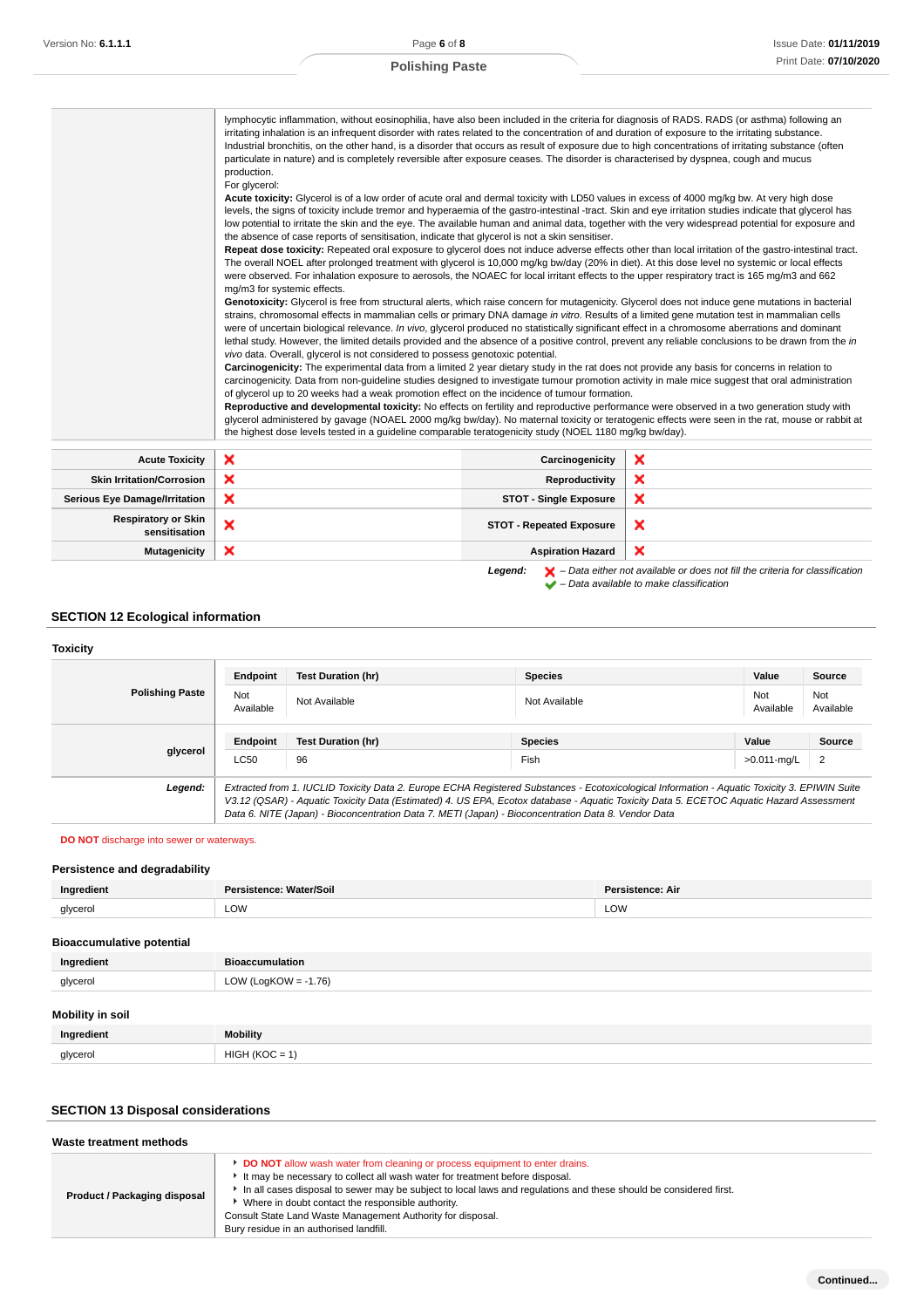| | |
|---|---|
| | lymphocytic inflammation, without eosinophilia, have also been included in the criteria for diagnosis of RADS. RADS (or asthma) following an irritating inhalation is an infrequent disorder with rates related to the concentration of and duration of exposure to the irritating substance. Industrial bronchitis, on the other hand, is a disorder that occurs as result of exposure due to high concentrations of irritating substance (often particulate in nature) and is completely reversible after exposure ceases. The disorder is characterised by dyspnea, cough and mucus production.<br>For glycerol:<br>**Acute toxicity:** Glycerol is of a low order of acute oral and dermal toxicity with LD50 values in excess of 4000 mg/kg bw. At very high dose levels, the signs of toxicity include tremor and hyperaemia of the gastro-intestinal -tract. Skin and eye irritation studies indicate that glycerol has low potential to irritate the skin and the eye. The available human and animal data, together with the very widespread potential for exposure and the absence of case reports of sensitisation, indicate that glycerol is not a skin sensitiser.<br>**Repeat dose toxicity:** Repeated oral exposure to glycerol does not induce adverse effects other than local irritation of the gastro-intestinal tract. The overall NOEL after prolonged treatment with glycerol is 10,000 mg/kg bw/day (20% in diet). At this dose level no systemic or local effects were observed. For inhalation exposure to aerosols, the NOAEC for local irritant effects to the upper respiratory tract is 165 mg/m3 and 662 mg/m3 for systemic effects.<br>**Genotoxicity:** Glycerol is free from structural alerts, which raise concern for mutagenicity. Glycerol does not induce gene mutations in bacterial strains, chromosomal effects in mammalian cells or primary DNA damage *in vitro*. Results of a limited gene mutation test in mammalian cells were of uncertain biological relevance. *In vivo*, glycerol produced no statistically significant effect in a chromosome aberrations and dominant lethal study. However, the limited details provided and the absence of a positive control, prevent any reliable conclusions to be drawn from the *in vivo* data. Overall, glycerol is not considered to possess genotoxic potential.<br>**Carcinogenicity:** The experimental data from a limited 2 year dietary study in the rat does not provide any basis for concerns in relation to carcinogenicity. Data from non-guideline studies designed to investigate tumour promotion activity in male mice suggest that oral administration of glycerol up to 20 weeks had a weak promotion effect on the incidence of tumour formation.<br>**Reproductive and developmental toxicity:** No effects on fertility and reproductive performance were observed in a two generation study with glycerol administered by gavage (NOAEL 2000 mg/kg bw/day). No maternal toxicity or teratogenic effects were seen in the rat, mouse or rabbit at the highest dose levels tested in a guideline comparable teratogenicity study (NOEL 1180 mg/kg bw/day). |

| | | | |
|---|---|---|---|
| **Acute Toxicity** | ❌ | **Carcinogenicity** | ❌ |
| **Skin Irritation/Corrosion** | ❌ | **Reproductivity** | ❌ |
| **Serious Eye Damage/Irritation** | ❌ | **STOT - Single Exposure** | ❌ |
| **Respiratory or Skin sensitisation** | ❌ | **STOT - Repeated Exposure** | ❌ |
| **Mutagenicity** | ❌ | **Aspiration Hazard** | ❌ |

***Legend:*** ❌ *– Data either not available or does not fill the criteria for classification*
✔ *– Data available to make classification*

## SECTION 12 Ecological information

### Toxicity

| | Endpoint | Test Duration (hr) | Species | Value | Source |
|---|---|---|---|---|---|
| **Polishing Paste** | Not Available | Not Available | Not Available | Not Available | Not Available |
| **glycerol** | LC50 | 96 | Fish | >0.011-mg/L | 2 |

***Legend:*** *Extracted from 1. IUCLID Toxicity Data 2. Europe ECHA Registered Substances - Ecotoxicological Information - Aquatic Toxicity 3. EPIWIN Suite V3.12 (QSAR) - Aquatic Toxicity Data (Estimated) 4. US EPA, Ecotox database - Aquatic Toxicity Data 5. ECETOC Aquatic Hazard Assessment Data 6. NITE (Japan) - Bioconcentration Data 7. METI (Japan) - Bioconcentration Data 8. Vendor Data*

**DO NOT** discharge into sewer or waterways.

### Persistence and degradability

| Ingredient | Persistence: Water/Soil | Persistence: Air |
|---|---|---|
| glycerol | LOW | LOW |

### Bioaccumulative potential

| Ingredient | Bioaccumulation |
|---|---|
| glycerol | LOW (LogKOW = -1.76) |

### Mobility in soil

| Ingredient | Mobility |
|---|---|
| glycerol | HIGH (KOC = 1) |

## SECTION 13 Disposal considerations

### Waste treatment methods

| | |
|---|---|
| **Product / Packaging disposal** | ‣ **DO NOT** allow wash water from cleaning or process equipment to enter drains.<br>‣ It may be necessary to collect all wash water for treatment before disposal.<br>‣ In all cases disposal to sewer may be subject to local laws and regulations and these should be considered first.<br>‣ Where in doubt contact the responsible authority.<br>Consult State Land Waste Management Authority for disposal.<br>Bury residue in an authorised landfill. |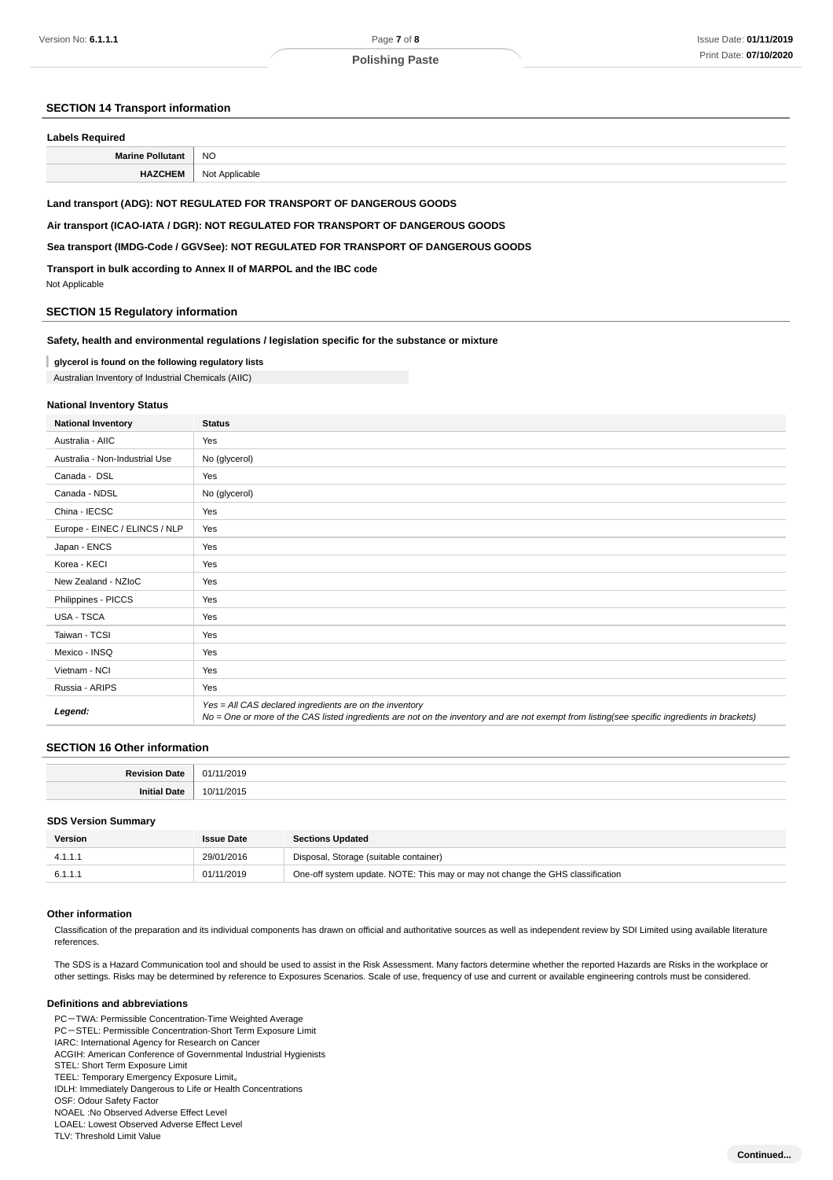## SECTION 14 Transport information

**Labels Required**

| | |
|---|---|
| **Marine Pollutant** | NO |
| **HAZCHEM** | Not Applicable |

**Land transport (ADG): NOT REGULATED FOR TRANSPORT OF DANGEROUS GOODS**

**Air transport (ICAO-IATA / DGR): NOT REGULATED FOR TRANSPORT OF DANGEROUS GOODS**

**Sea transport (IMDG-Code / GGVSee): NOT REGULATED FOR TRANSPORT OF DANGEROUS GOODS**

**Transport in bulk according to Annex II of MARPOL and the IBC code**

Not Applicable

## SECTION 15 Regulatory information

**Safety, health and environmental regulations / legislation specific for the substance or mixture**

**glycerol is found on the following regulatory lists**

Australian Inventory of Industrial Chemicals (AIIC)

**National Inventory Status**

| National Inventory | Status |
|---|---|
| Australia - AIIC | Yes |
| Australia - Non-Industrial Use | No (glycerol) |
| Canada - DSL | Yes |
| Canada - NDSL | No (glycerol) |
| China - IECSC | Yes |
| Europe - EINEC / ELINCS / NLP | Yes |
| Japan - ENCS | Yes |
| Korea - KECI | Yes |
| New Zealand - NZIoC | Yes |
| Philippines - PICCS | Yes |
| USA - TSCA | Yes |
| Taiwan - TCSI | Yes |
| Mexico - INSQ | Yes |
| Vietnam - NCI | Yes |
| Russia - ARIPS | Yes |
| ***Legend:*** | *Yes = All CAS declared ingredients are on the inventory*<br>*No = One or more of the CAS listed ingredients are not on the inventory and are not exempt from listing(see specific ingredients in brackets)* |

## SECTION 16 Other information

| | |
|---|---|
| **Revision Date** | 01/11/2019 |
| **Initial Date** | 10/11/2015 |

**SDS Version Summary**

| Version | Issue Date | Sections Updated |
|---|---|---|
| 4.1.1.1 | 29/01/2016 | Disposal, Storage (suitable container) |
| 6.1.1.1 | 01/11/2019 | One-off system update. NOTE: This may or may not change the GHS classification |

**Other information**

Classification of the preparation and its individual components has drawn on official and authoritative sources as well as independent review by SDI Limited using available literature references.

The SDS is a Hazard Communication tool and should be used to assist in the Risk Assessment. Many factors determine whether the reported Hazards are Risks in the workplace or other settings. Risks may be determined by reference to Exposures Scenarios. Scale of use, frequency of use and current or available engineering controls must be considered.

**Definitions and abbreviations**

PC－TWA: Permissible Concentration-Time Weighted Average
PC－STEL: Permissible Concentration-Short Term Exposure Limit
IARC: International Agency for Research on Cancer
ACGIH: American Conference of Governmental Industrial Hygienists
STEL: Short Term Exposure Limit
TEEL: Temporary Emergency Exposure Limit。
IDLH: Immediately Dangerous to Life or Health Concentrations
OSF: Odour Safety Factor
NOAEL :No Observed Adverse Effect Level
LOAEL: Lowest Observed Adverse Effect Level
TLV: Threshold Limit Value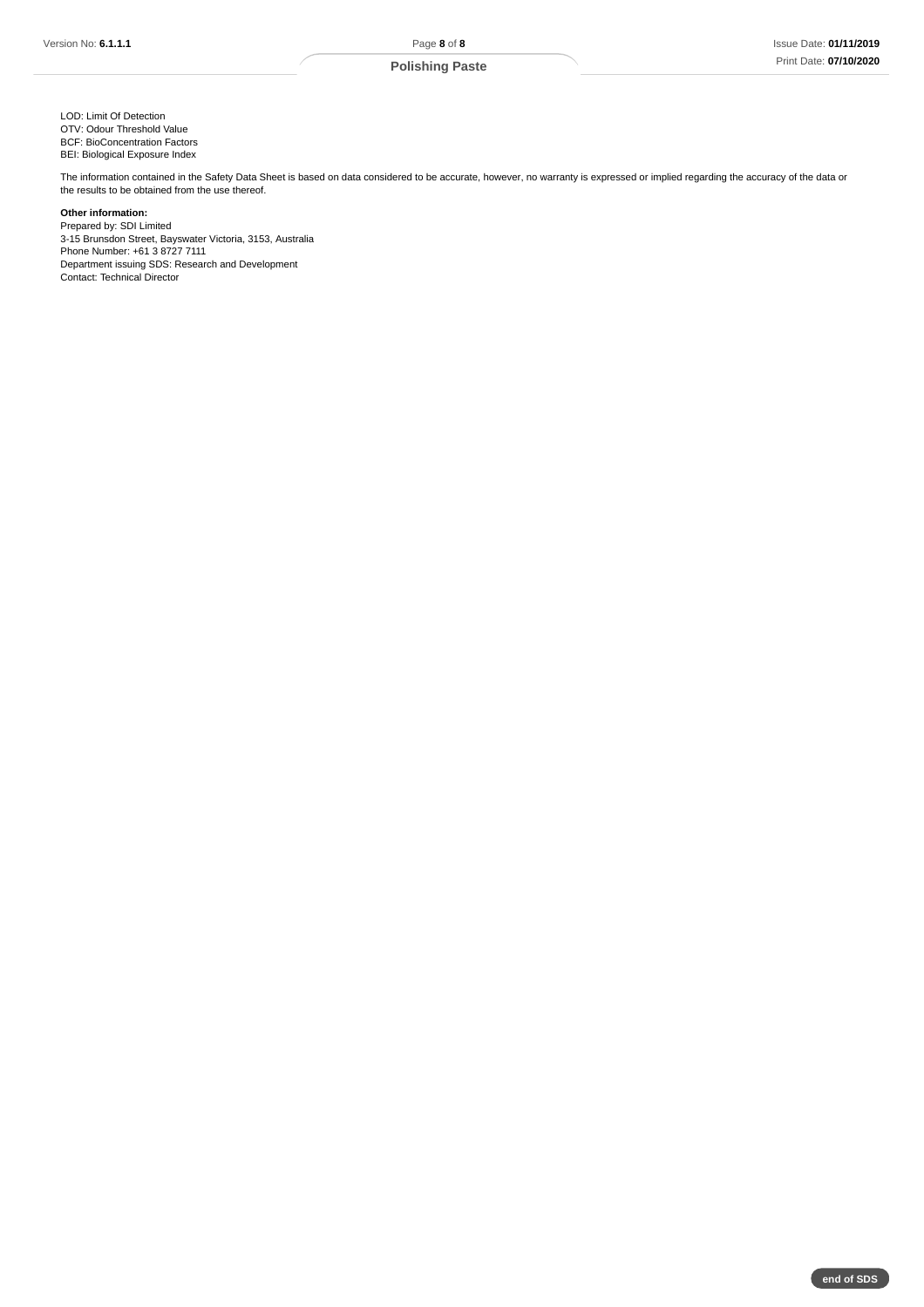LOD: Limit Of Detection
OTV: Odour Threshold Value
BCF: BioConcentration Factors
BEI: Biological Exposure Index

The information contained in the Safety Data Sheet is based on data considered to be accurate, however, no warranty is expressed or implied regarding the accuracy of the data or the results to be obtained from the use thereof.

**Other information:**
Prepared by: SDI Limited
3-15 Brunsdon Street, Bayswater Victoria, 3153, Australia
Phone Number: +61 3 8727 7111
Department issuing SDS: Research and Development
Contact: Technical Director

**end of SDS**